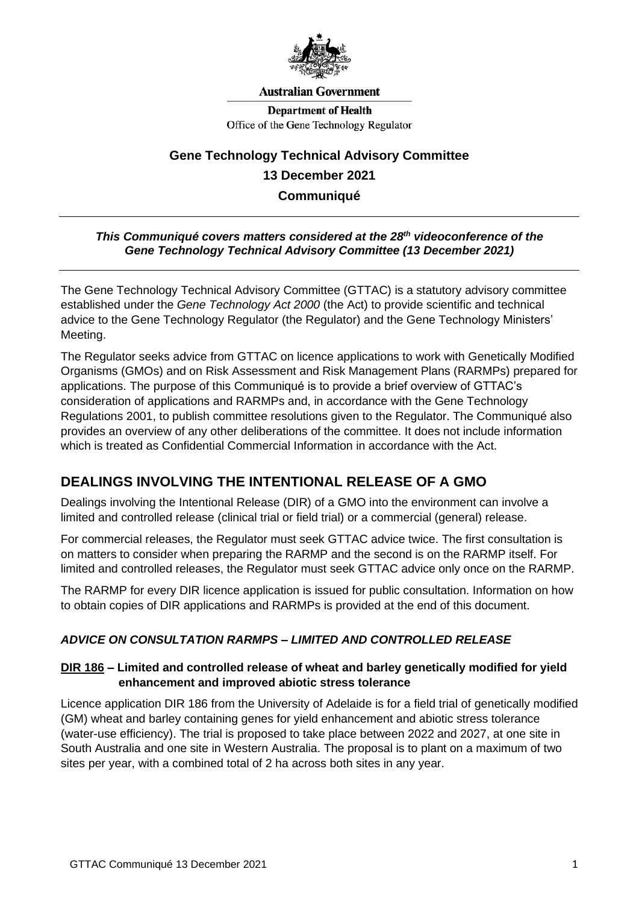Australian Government

Department of Health
Office of the Gene Technology Regulator

# Gene Technology Technical Advisory Committee
# 13 December 2021
# Communiqué

***This Communiqué covers matters considered at the 28th videoconference of the Gene Technology Technical Advisory Committee (13 December 2021)***

The Gene Technology Technical Advisory Committee (GTTAC) is a statutory advisory committee established under the *Gene Technology Act 2000* (the Act) to provide scientific and technical advice to the Gene Technology Regulator (the Regulator) and the Gene Technology Ministers' Meeting.

The Regulator seeks advice from GTTAC on licence applications to work with Genetically Modified Organisms (GMOs) and on Risk Assessment and Risk Management Plans (RARMPs) prepared for applications. The purpose of this Communiqué is to provide a brief overview of GTTAC's consideration of applications and RARMPs and, in accordance with the Gene Technology Regulations 2001, to publish committee resolutions given to the Regulator. The Communiqué also provides an overview of any other deliberations of the committee. It does not include information which is treated as Confidential Commercial Information in accordance with the Act.

## DEALINGS INVOLVING THE INTENTIONAL RELEASE OF A GMO

Dealings involving the Intentional Release (DIR) of a GMO into the environment can involve a limited and controlled release (clinical trial or field trial) or a commercial (general) release.

For commercial releases, the Regulator must seek GTTAC advice twice. The first consultation is on matters to consider when preparing the RARMP and the second is on the RARMP itself. For limited and controlled releases, the Regulator must seek GTTAC advice only once on the RARMP.

The RARMP for every DIR licence application is issued for public consultation. Information on how to obtain copies of DIR applications and RARMPs is provided at the end of this document.

### *ADVICE ON CONSULTATION RARMPS – LIMITED AND CONTROLLED RELEASE*

#### DIR 186 – Limited and controlled release of wheat and barley genetically modified for yield enhancement and improved abiotic stress tolerance

Licence application DIR 186 from the University of Adelaide is for a field trial of genetically modified (GM) wheat and barley containing genes for yield enhancement and abiotic stress tolerance (water-use efficiency). The trial is proposed to take place between 2022 and 2027, at one site in South Australia and one site in Western Australia. The proposal is to plant on a maximum of two sites per year, with a combined total of 2 ha across both sites in any year.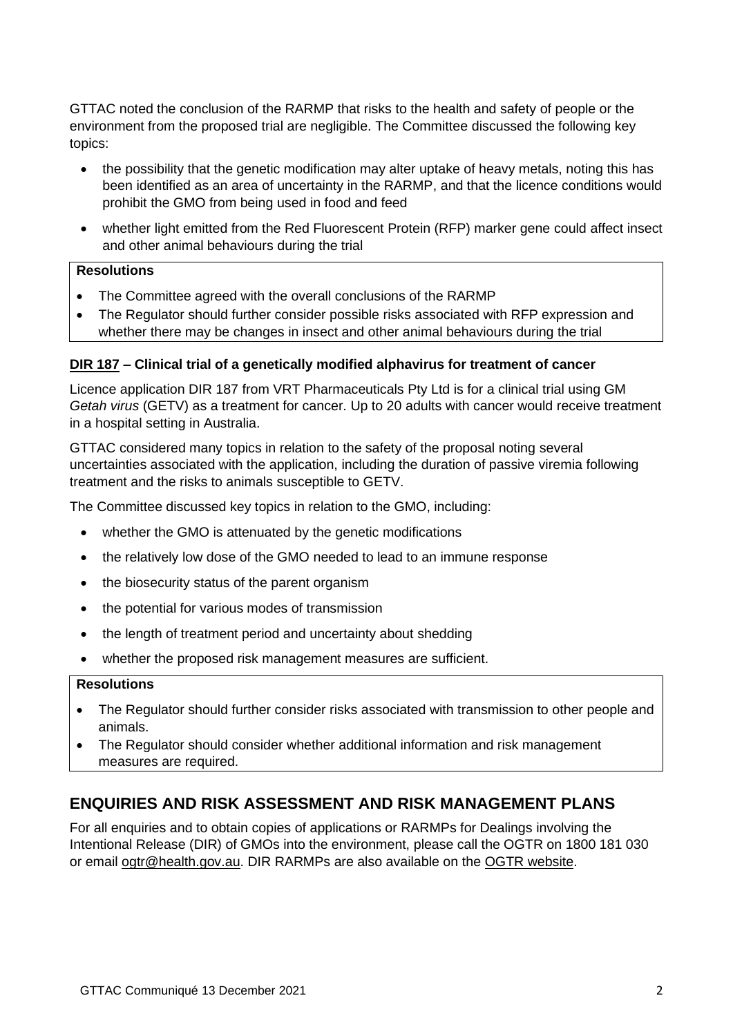GTTAC noted the conclusion of the RARMP that risks to the health and safety of people or the environment from the proposed trial are negligible. The Committee discussed the following key topics:

- the possibility that the genetic modification may alter uptake of heavy metals, noting this has been identified as an area of uncertainty in the RARMP, and that the licence conditions would prohibit the GMO from being used in food and feed
- whether light emitted from the Red Fluorescent Protein (RFP) marker gene could affect insect and other animal behaviours during the trial

**Resolutions**

- The Committee agreed with the overall conclusions of the RARMP
- The Regulator should further consider possible risks associated with RFP expression and whether there may be changes in insect and other animal behaviours during the trial

### DIR 187 – Clinical trial of a genetically modified alphavirus for treatment of cancer

Licence application DIR 187 from VRT Pharmaceuticals Pty Ltd is for a clinical trial using GM *Getah virus* (GETV) as a treatment for cancer. Up to 20 adults with cancer would receive treatment in a hospital setting in Australia.

GTTAC considered many topics in relation to the safety of the proposal noting several uncertainties associated with the application, including the duration of passive viremia following treatment and the risks to animals susceptible to GETV.

The Committee discussed key topics in relation to the GMO, including:

- whether the GMO is attenuated by the genetic modifications
- the relatively low dose of the GMO needed to lead to an immune response
- the biosecurity status of the parent organism
- the potential for various modes of transmission
- the length of treatment period and uncertainty about shedding
- whether the proposed risk management measures are sufficient.

**Resolutions**

- The Regulator should further consider risks associated with transmission to other people and animals.
- The Regulator should consider whether additional information and risk management measures are required.

## ENQUIRIES AND RISK ASSESSMENT AND RISK MANAGEMENT PLANS

For all enquiries and to obtain copies of applications or RARMPs for Dealings involving the Intentional Release (DIR) of GMOs into the environment, please call the OGTR on 1800 181 030 or email ogtr@health.gov.au. DIR RARMPs are also available on the OGTR website.